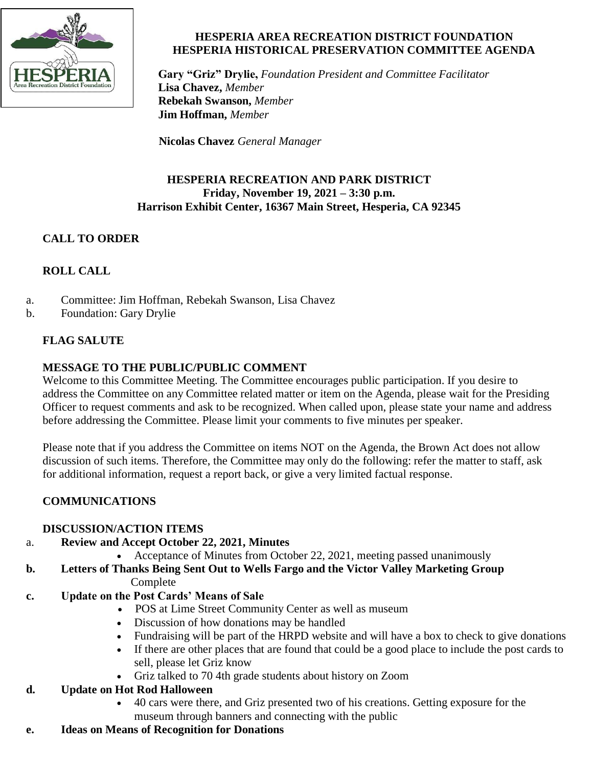# HESPERIA AREA RECREATION DISTRICT FOUNDATION
# HESPERIA HISTORICAL PRESERVATION COMMITTEE AGENDA

**Gary "Griz" Drylie,** *Foundation President and Committee Facilitator*
**Lisa Chavez,** *Member*
**Rebekah Swanson,** *Member*
**Jim Hoffman,** *Member*

**Nicolas Chavez** *General Manager*

## HESPERIA RECREATION AND PARK DISTRICT
**Friday, November 19, 2021 – 3:30 p.m.**
**Harrison Exhibit Center, 16367 Main Street, Hesperia, CA 92345**

### CALL TO ORDER

### ROLL CALL

a. Committee: Jim Hoffman, Rebekah Swanson, Lisa Chavez
b. Foundation: Gary Drylie

### FLAG SALUTE

### MESSAGE TO THE PUBLIC/PUBLIC COMMENT

Welcome to this Committee Meeting. The Committee encourages public participation. If you desire to address the Committee on any Committee related matter or item on the Agenda, please wait for the Presiding Officer to request comments and ask to be recognized. When called upon, please state your name and address before addressing the Committee. Please limit your comments to five minutes per speaker.

Please note that if you address the Committee on items NOT on the Agenda, the Brown Act does not allow discussion of such items. Therefore, the Committee may only do the following: refer the matter to staff, ask for additional information, request a report back, or give a very limited factual response.

### COMMUNICATIONS

### DISCUSSION/ACTION ITEMS

a. **Review and Accept October 22, 2021, Minutes**
   - Acceptance of Minutes from October 22, 2021, meeting passed unanimously

**b. Letters of Thanks Being Sent Out to Wells Fargo and the Victor Valley Marketing Group**
   Complete

**c. Update on the Post Cards' Means of Sale**
   - POS at Lime Street Community Center as well as museum
   - Discussion of how donations may be handled
   - Fundraising will be part of the HRPD website and will have a box to check to give donations
   - If there are other places that are found that could be a good place to include the post cards to sell, please let Griz know
   - Griz talked to 70 4th grade students about history on Zoom

**d. Update on Hot Rod Halloween**
   - 40 cars were there, and Griz presented two of his creations. Getting exposure for the museum through banners and connecting with the public

**e. Ideas on Means of Recognition for Donations**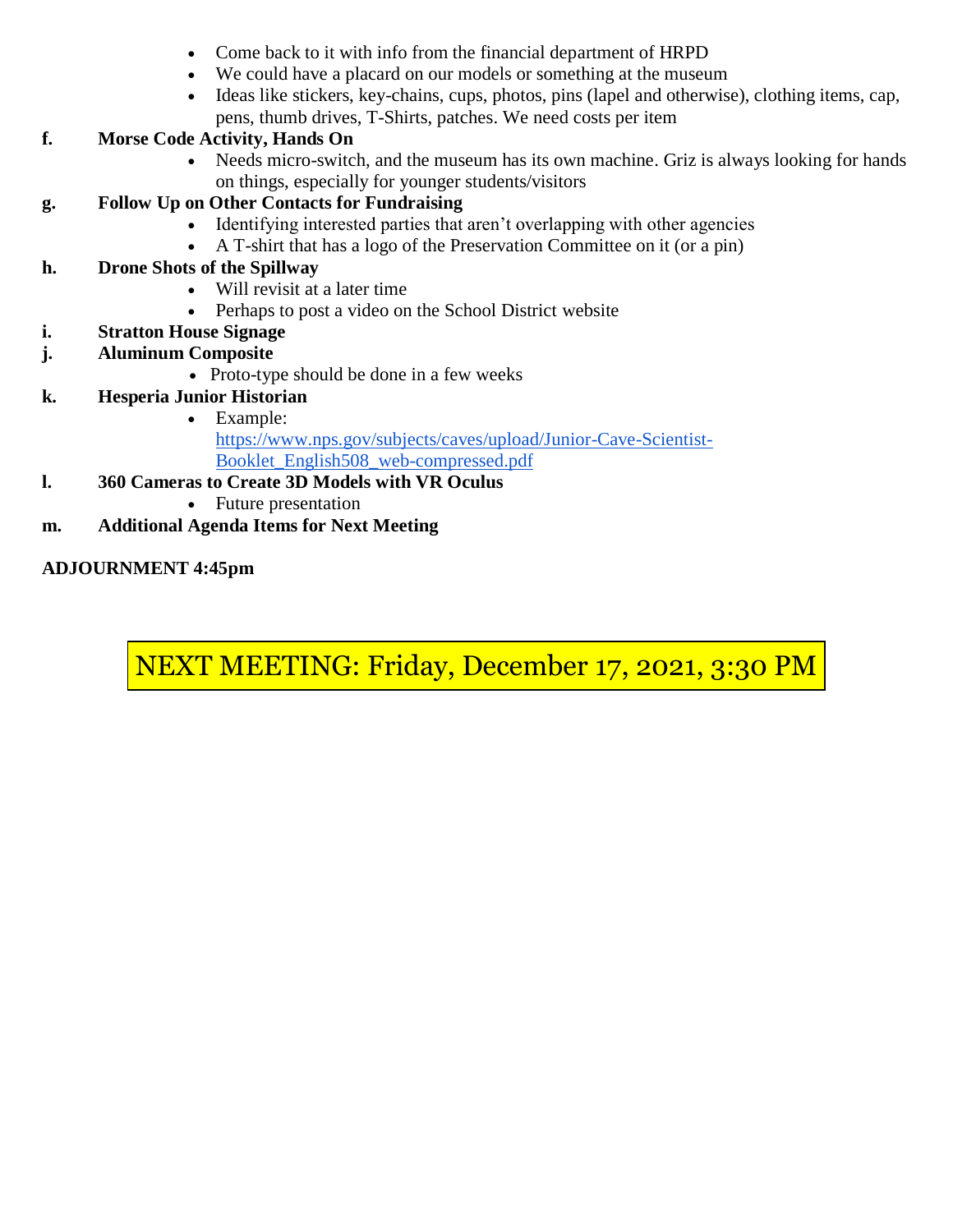- Come back to it with info from the financial department of HRPD
- We could have a placard on our models or something at the museum
- Ideas like stickers, key-chains, cups, photos, pins (lapel and otherwise), clothing items, cap, pens, thumb drives, T-Shirts, patches. We need costs per item

**f. Morse Code Activity, Hands On**

- Needs micro-switch, and the museum has its own machine. Griz is always looking for hands on things, especially for younger students/visitors

**g. Follow Up on Other Contacts for Fundraising**

- Identifying interested parties that aren't overlapping with other agencies
- A T-shirt that has a logo of the Preservation Committee on it (or a pin)

**h. Drone Shots of the Spillway**

- Will revisit at a later time
- Perhaps to post a video on the School District website

**i. Stratton House Signage**

**j. Aluminum Composite**

- Proto-type should be done in a few weeks

**k. Hesperia Junior Historian**

- Example: https://www.nps.gov/subjects/caves/upload/Junior-Cave-Scientist-Booklet_English508_web-compressed.pdf

**l. 360 Cameras to Create 3D Models with VR Oculus**

- Future presentation

**m. Additional Agenda Items for Next Meeting**

**ADJOURNMENT 4:45pm**

NEXT MEETING: Friday, December 17, 2021, 3:30 PM